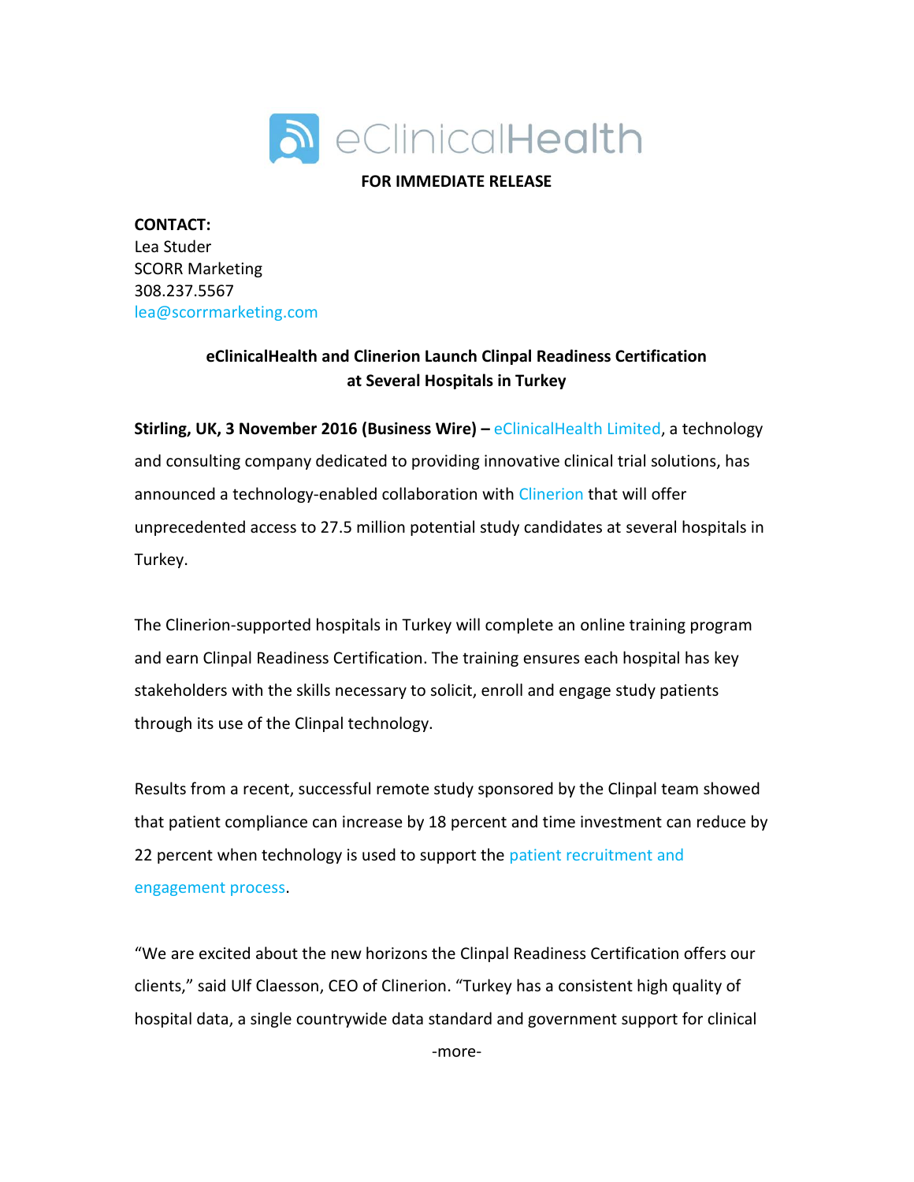eClinicalHealth

**FOR IMMEDIATE RELEASE**

**CONTACT:**
Lea Studer
SCORR Marketing
308.237.5567
lea@scorrmarketing.com

## eClinicalHealth and Clinerion Launch Clinpal Readiness Certification at Several Hospitals in Turkey

**Stirling, UK, 3 November 2016 (Business Wire) –** eClinicalHealth Limited, a technology and consulting company dedicated to providing innovative clinical trial solutions, has announced a technology-enabled collaboration with Clinerion that will offer unprecedented access to 27.5 million potential study candidates at several hospitals in Turkey.

The Clinerion-supported hospitals in Turkey will complete an online training program and earn Clinpal Readiness Certification. The training ensures each hospital has key stakeholders with the skills necessary to solicit, enroll and engage study patients through its use of the Clinpal technology.

Results from a recent, successful remote study sponsored by the Clinpal team showed that patient compliance can increase by 18 percent and time investment can reduce by 22 percent when technology is used to support the patient recruitment and engagement process.

"We are excited about the new horizons the Clinpal Readiness Certification offers our clients," said Ulf Claesson, CEO of Clinerion. "Turkey has a consistent high quality of hospital data, a single countrywide data standard and government support for clinical

-more-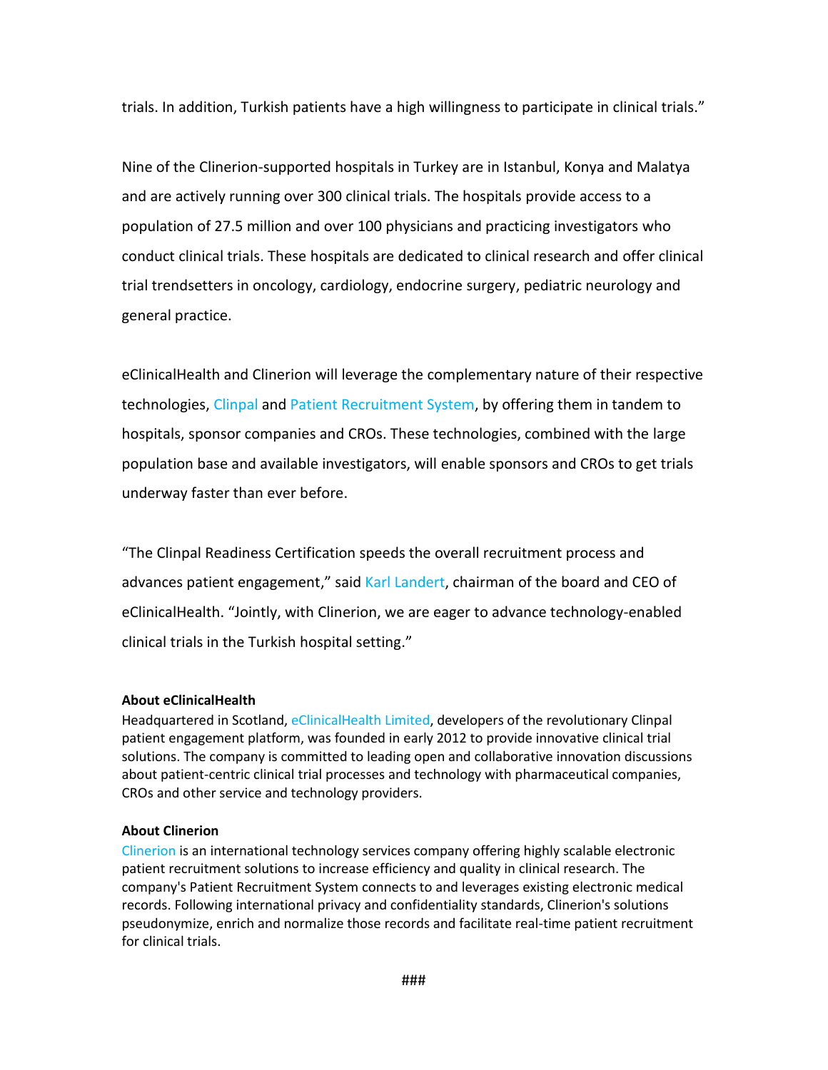trials. In addition, Turkish patients have a high willingness to participate in clinical trials."

Nine of the Clinerion-supported hospitals in Turkey are in Istanbul, Konya and Malatya and are actively running over 300 clinical trials. The hospitals provide access to a population of 27.5 million and over 100 physicians and practicing investigators who conduct clinical trials. These hospitals are dedicated to clinical research and offer clinical trial trendsetters in oncology, cardiology, endocrine surgery, pediatric neurology and general practice.

eClinicalHealth and Clinerion will leverage the complementary nature of their respective technologies, Clinpal and Patient Recruitment System, by offering them in tandem to hospitals, sponsor companies and CROs. These technologies, combined with the large population base and available investigators, will enable sponsors and CROs to get trials underway faster than ever before.

"The Clinpal Readiness Certification speeds the overall recruitment process and advances patient engagement," said Karl Landert, chairman of the board and CEO of eClinicalHealth. "Jointly, with Clinerion, we are eager to advance technology-enabled clinical trials in the Turkish hospital setting."

**About eClinicalHealth**

Headquartered in Scotland, eClinicalHealth Limited, developers of the revolutionary Clinpal patient engagement platform, was founded in early 2012 to provide innovative clinical trial solutions. The company is committed to leading open and collaborative innovation discussions about patient-centric clinical trial processes and technology with pharmaceutical companies, CROs and other service and technology providers.

**About Clinerion**

Clinerion is an international technology services company offering highly scalable electronic patient recruitment solutions to increase efficiency and quality in clinical research. The company's Patient Recruitment System connects to and leverages existing electronic medical records. Following international privacy and confidentiality standards, Clinerion's solutions pseudonymize, enrich and normalize those records and facilitate real-time patient recruitment for clinical trials.

###